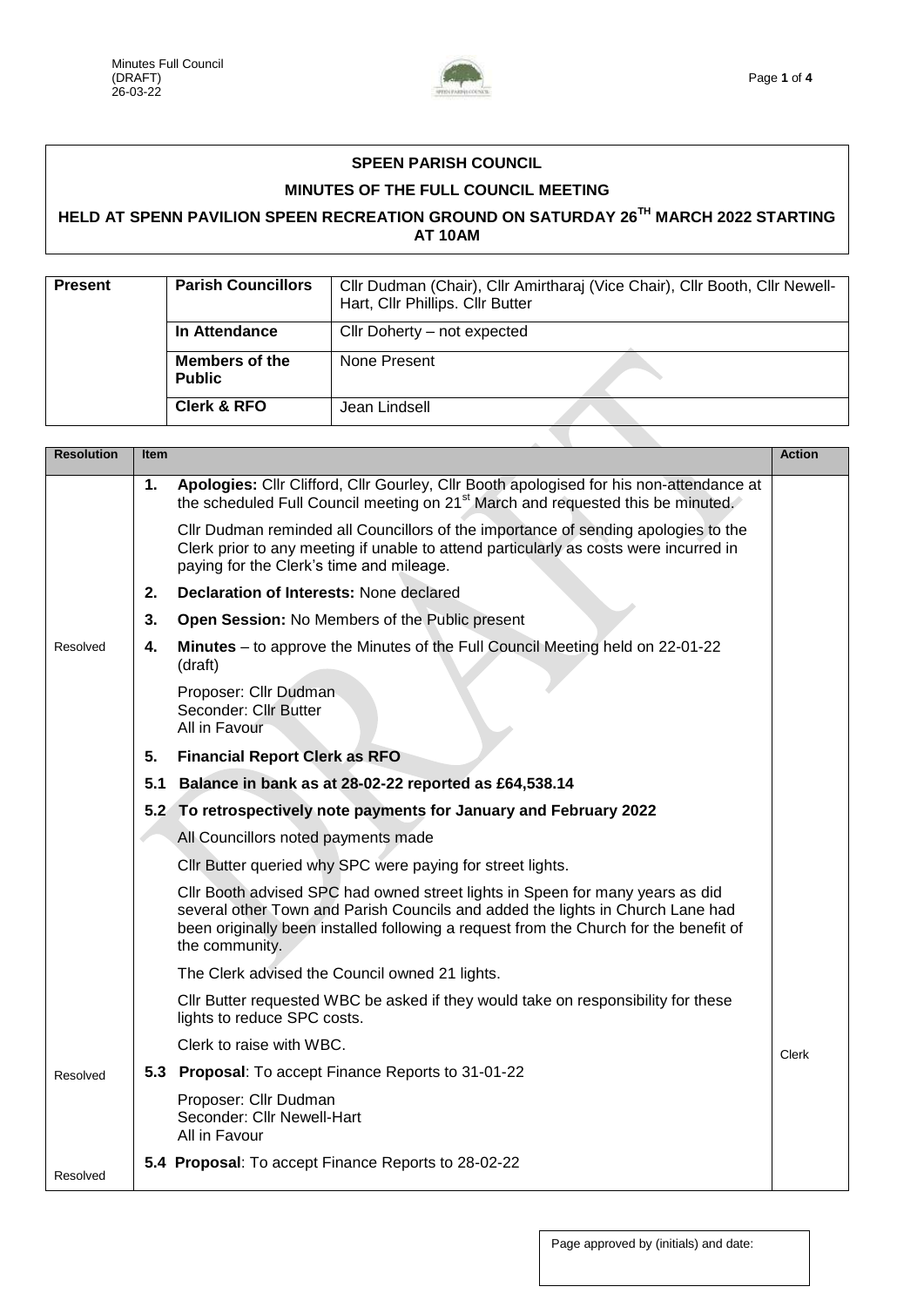**SPEEN PARISH COUNCIL**

**MINUTES OF THE FULL COUNCIL MEETING**

**HELD AT SPENN PAVILION SPEEN RECREATION GROUND ON SATURDAY 26TH MARCH 2022 STARTING AT 10AM**

| Present | | |
|---|---|---|
| | **Parish Councillors** | Cllr Dudman (Chair), Cllr Amirtharaj (Vice Chair), Cllr Booth, Cllr Newell-Hart, Cllr Phillips. Cllr Butter |
| | **In Attendance** | Cllr Doherty – not expected |
| | **Members of the Public** | None Present |
| | **Clerk & RFO** | Jean Lindsell |

| Resolution | Item | Action |
|---|---|---|
| | **1. Apologies:** Cllr Clifford, Cllr Gourley, Cllr Booth apologised for his non-attendance at the scheduled Full Council meeting on 21st March and requested this be minuted.<br><br>Cllr Dudman reminded all Councillors of the importance of sending apologies to the Clerk prior to any meeting if unable to attend particularly as costs were incurred in paying for the Clerk's time and mileage. | |
| | **2. Declaration of Interests:** None declared | |
| | **3. Open Session:** No Members of the Public present | |
| Resolved | **4. Minutes** – to approve the Minutes of the Full Council Meeting held on 22-01-22 (draft)<br><br>Proposer: Cllr Dudman<br>Seconder: Cllr Butter<br>All in Favour | |
| | **5. Financial Report Clerk as RFO** | |
| | **5.1 Balance in bank as at 28-02-22 reported as £64,538.14** | |
| | **5.2 To retrospectively note payments for January and February 2022**<br><br>All Councillors noted payments made<br><br>Cllr Butter queried why SPC were paying for street lights.<br><br>Cllr Booth advised SPC had owned street lights in Speen for many years as did several other Town and Parish Councils and added the lights in Church Lane had been originally been installed following a request from the Church for the benefit of the community.<br><br>The Clerk advised the Council owned 21 lights.<br><br>Cllr Butter requested WBC be asked if they would take on responsibility for these lights to reduce SPC costs.<br><br>Clerk to raise with WBC. | Clerk |
| Resolved | **5.3 Proposal**: To accept Finance Reports to 31-01-22<br><br>Proposer: Cllr Dudman<br>Seconder: Cllr Newell-Hart<br>All in Favour | |
| Resolved | **5.4 Proposal**: To accept Finance Reports to 28-02-22 | |

Page approved by (initials) and date: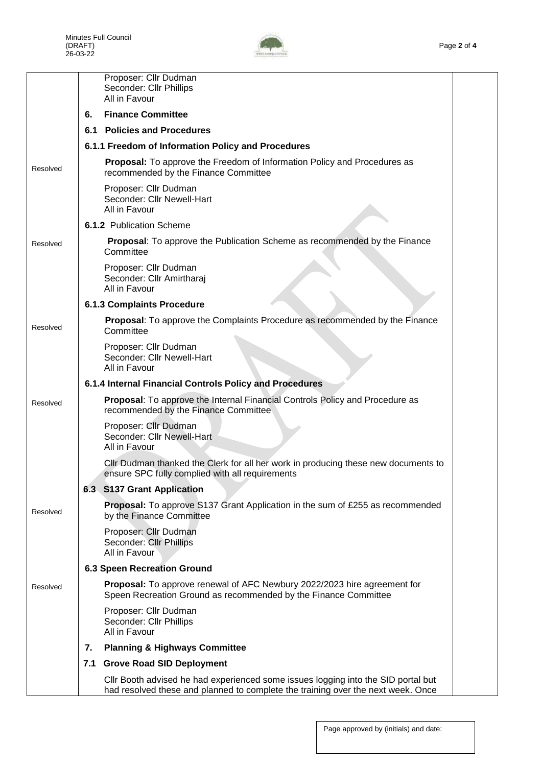| | | |
|---|---|---|
| | Proposer: Cllr Dudman<br>Seconder: Cllr Phillips<br>All in Favour | |
| | **6. Finance Committee** | |
| | **6.1 Policies and Procedures** | |
| | **6.1.1 Freedom of Information Policy and Procedures** | |
| Resolved | **Proposal:** To approve the Freedom of Information Policy and Procedures as recommended by the Finance Committee | |
| | Proposer: Cllr Dudman<br>Seconder: Cllr Newell-Hart<br>All in Favour | |
| | **6.1.2** Publication Scheme | |
| Resolved | **Proposal**: To approve the Publication Scheme as recommended by the Finance Committee | |
| | Proposer: Cllr Dudman<br>Seconder: Cllr Amirtharaj<br>All in Favour | |
| | **6.1.3 Complaints Procedure** | |
| Resolved | **Proposal**: To approve the Complaints Procedure as recommended by the Finance Committee | |
| | Proposer: Cllr Dudman<br>Seconder: Cllr Newell-Hart<br>All in Favour | |
| | **6.1.4 Internal Financial Controls Policy and Procedures** | |
| Resolved | **Proposal**: To approve the Internal Financial Controls Policy and Procedure as recommended by the Finance Committee | |
| | Proposer: Cllr Dudman<br>Seconder: Cllr Newell-Hart<br>All in Favour | |
| | Cllr Dudman thanked the Clerk for all her work in producing these new documents to ensure SPC fully complied with all requirements | |
| | **6.3 S137 Grant Application** | |
| Resolved | **Proposal:** To approve S137 Grant Application in the sum of £255 as recommended by the Finance Committee | |
| | Proposer: Cllr Dudman<br>Seconder: Cllr Phillips<br>All in Favour | |
| | **6.3 Speen Recreation Ground** | |
| Resolved | **Proposal:** To approve renewal of AFC Newbury 2022/2023 hire agreement for Speen Recreation Ground as recommended by the Finance Committee | |
| | Proposer: Cllr Dudman<br>Seconder: Cllr Phillips<br>All in Favour | |
| | **7. Planning & Highways Committee** | |
| | **7.1 Grove Road SID Deployment** | |
| | Cllr Booth advised he had experienced some issues logging into the SID portal but had resolved these and planned to complete the training over the next week. Once | |

Page approved by (initials) and date: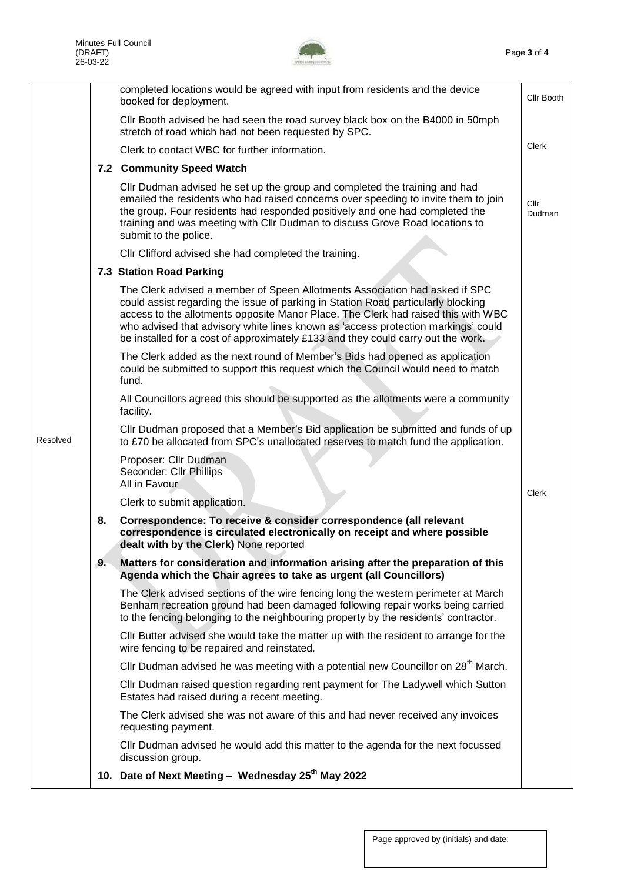| | | |
|---|---|---|
| | completed locations would be agreed with input from residents and the device booked for deployment. | Cllr Booth |
| | Cllr Booth advised he had seen the road survey black box on the B4000 in 50mph stretch of road which had not been requested by SPC. | |
| | Clerk to contact WBC for further information. | Clerk |
| | **7.2 Community Speed Watch** | |
| | Cllr Dudman advised he set up the group and completed the training and had emailed the residents who had raised concerns over speeding to invite them to join the group. Four residents had responded positively and one had completed the training and was meeting with Cllr Dudman to discuss Grove Road locations to submit to the police. | Cllr Dudman |
| | Cllr Clifford advised she had completed the training. | |
| | **7.3 Station Road Parking** | |
| | The Clerk advised a member of Speen Allotments Association had asked if SPC could assist regarding the issue of parking in Station Road particularly blocking access to the allotments opposite Manor Place. The Clerk had raised this with WBC who advised that advisory white lines known as 'access protection markings' could be installed for a cost of approximately £133 and they could carry out the work. | |
| | The Clerk added as the next round of Member's Bids had opened as application could be submitted to support this request which the Council would need to match fund. | |
| | All Councillors agreed this should be supported as the allotments were a community facility. | |
| Resolved | Cllr Dudman proposed that a Member's Bid application be submitted and funds of up to £70 be allocated from SPC's unallocated reserves to match fund the application. | |
| | Proposer: Cllr Dudman<br>Seconder: Cllr Phillips<br>All in Favour | |
| | Clerk to submit application. | Clerk |
| | **8. Correspondence: To receive & consider correspondence (all relevant correspondence is circulated electronically on receipt and where possible dealt with by the Clerk)** None reported | |
| | **9. Matters for consideration and information arising after the preparation of this Agenda which the Chair agrees to take as urgent (all Councillors)** | |
| | The Clerk advised sections of the wire fencing long the western perimeter at March Benham recreation ground had been damaged following repair works being carried to the fencing belonging to the neighbouring property by the residents' contractor. | |
| | Cllr Butter advised she would take the matter up with the resident to arrange for the wire fencing to be repaired and reinstated. | |
| | Cllr Dudman advised he was meeting with a potential new Councillor on 28th March. | |
| | Cllr Dudman raised question regarding rent payment for The Ladywell which Sutton Estates had raised during a recent meeting. | |
| | The Clerk advised she was not aware of this and had never received any invoices requesting payment. | |
| | Cllr Dudman advised he would add this matter to the agenda for the next focussed discussion group. | |
| | **10. Date of Next Meeting – Wednesday 25th May 2022** | |

Page approved by (initials) and date: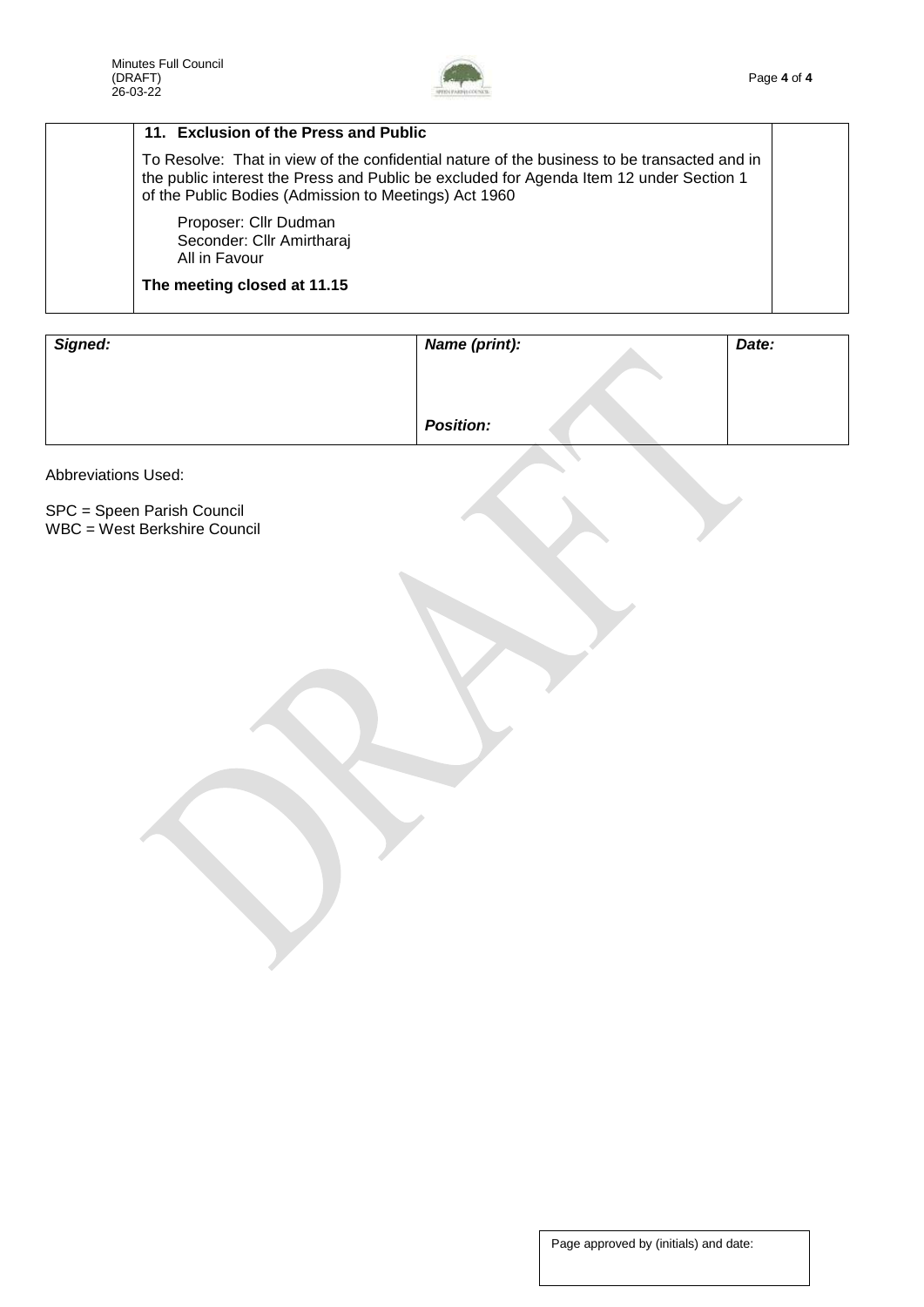### 11. Exclusion of the Press and Public

To Resolve: That in view of the confidential nature of the business to be transacted and in the public interest the Press and Public be excluded for Agenda Item 12 under Section 1 of the Public Bodies (Admission to Meetings) Act 1960

Proposer: Cllr Dudman
Seconder: Cllr Amirtharaj
All in Favour

**The meeting closed at 11.15**

| | | |
|---|---|---|
| ***Signed:*** | ***Name (print):*** <br><br> ***Position:*** | ***Date:*** |

Abbreviations Used:

SPC = Speen Parish Council
WBC = West Berkshire Council

Page approved by (initials) and date: